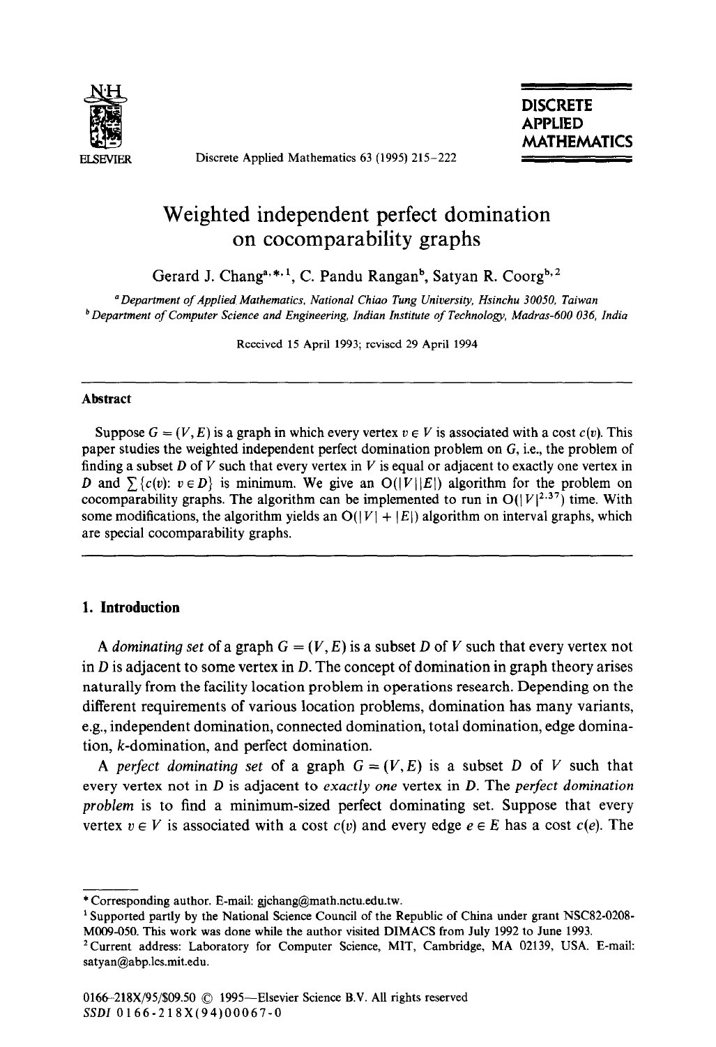# Weighted independent perfect domination on cocomparability graphs

Gerard J. Chang[a,*,1], C. Pandu Rangan[b], Satyan R. Coorg[b,2]

[a] *Department of Applied Mathematics, National Chiao Tung University, Hsinchu 30050, Taiwan*

[b] *Department of Computer Science and Engineering, Indian Institute of Technology, Madras-600 036, India*

Received 15 April 1993; revised 29 April 1994

## Abstract

Suppose $G = (V, E)$ is a graph in which every vertex $v \in V$ is associated with a cost $c(v)$. This paper studies the weighted independent perfect domination problem on $G$, i.e., the problem of finding a subset $D$ of $V$ such that every vertex in $V$ is equal or adjacent to exactly one vertex in $D$ and $\sum\{c(v): v \in D\}$ is minimum. We give an $O(|V||E|)$ algorithm for the problem on cocomparability graphs. The algorithm can be implemented to run in $O(|V|^{2.37})$ time. With some modifications, the algorithm yields an $O(|V| + |E|)$ algorithm on interval graphs, which are special cocomparability graphs.

## 1. Introduction

A *dominating set* of a graph $G = (V, E)$ is a subset $D$ of $V$ such that every vertex not in $D$ is adjacent to some vertex in $D$. The concept of domination in graph theory arises naturally from the facility location problem in operations research. Depending on the different requirements of various location problems, domination has many variants, e.g., independent domination, connected domination, total domination, edge domination, $k$-domination, and perfect domination.

A *perfect dominating set* of a graph $G = (V, E)$ is a subset $D$ of $V$ such that every vertex not in $D$ is adjacent to *exactly one* vertex in $D$. The *perfect domination problem* is to find a minimum-sized perfect dominating set. Suppose that every vertex $v \in V$ is associated with a cost $c(v)$ and every edge $e \in E$ has a cost $c(e)$. The

---

\* Corresponding author. E-mail: gjchang@math.nctu.edu.tw.

[1] Supported partly by the National Science Council of the Republic of China under grant NSC82-0208-M009-050. This work was done while the author visited DIMACS from July 1992 to June 1993.

[2] Current address: Laboratory for Computer Science, MIT, Cambridge, MA 02139, USA. E-mail: satyan@abp.lcs.mit.edu.

0166-218X/95/$09.50 © 1995—Elsevier Science B.V. All rights reserved
SSDI 0166-218X(94)00067-0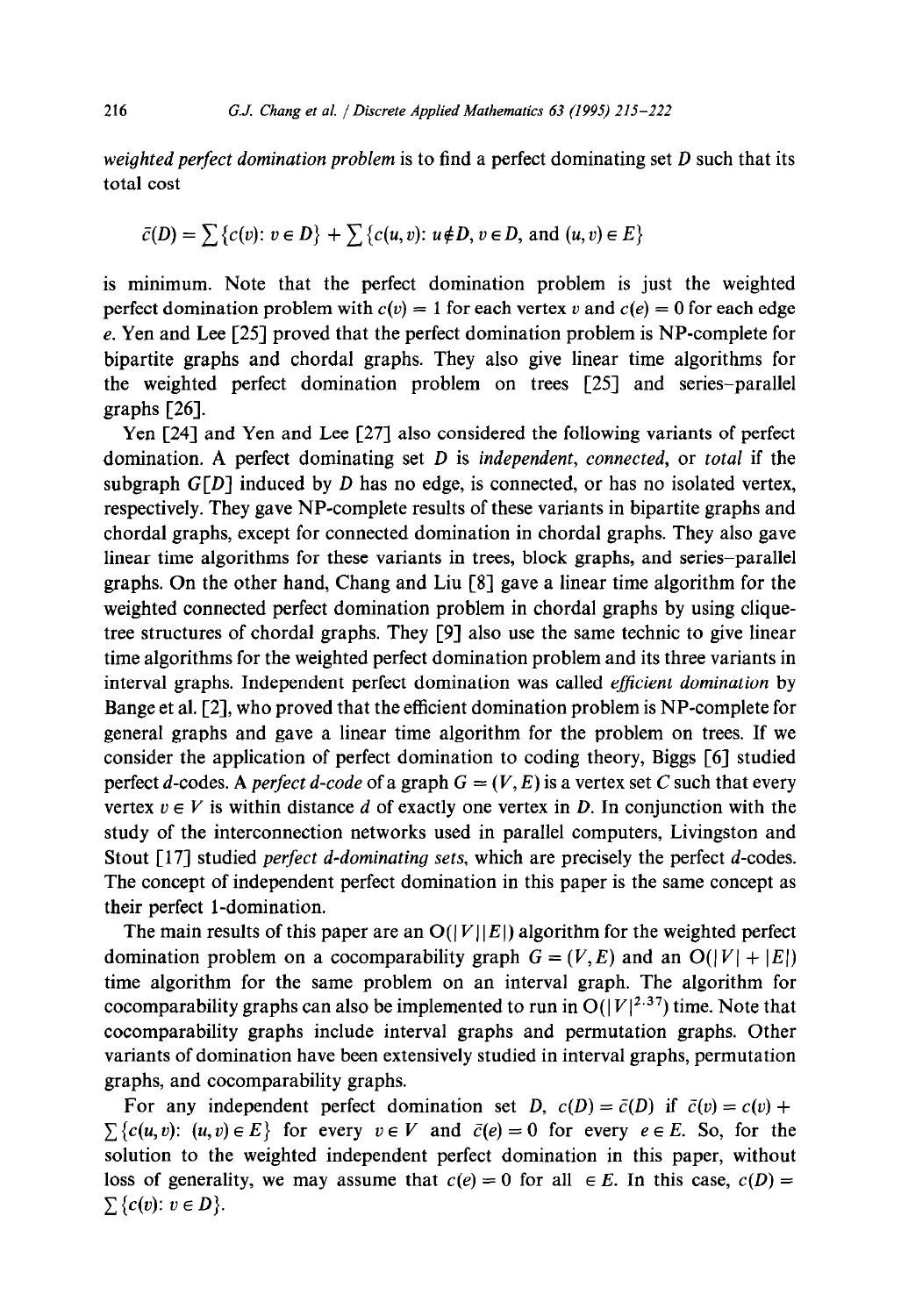*weighted perfect domination problem* is to find a perfect dominating set $D$ such that its total cost

$$\bar{c}(D) = \sum\{c(v)\colon v \in D\} + \sum\{c(u,v)\colon u \notin D, v \in D, \text{ and } (u,v) \in E\}$$

is minimum. Note that the perfect domination problem is just the weighted perfect domination problem with $c(v) = 1$ for each vertex $v$ and $c(e) = 0$ for each edge $e$. Yen and Lee [25] proved that the perfect domination problem is NP-complete for bipartite graphs and chordal graphs. They also give linear time algorithms for the weighted perfect domination problem on trees [25] and series–parallel graphs [26].

Yen [24] and Yen and Lee [27] also considered the following variants of perfect domination. A perfect dominating set $D$ is *independent*, *connected*, or *total* if the subgraph $G[D]$ induced by $D$ has no edge, is connected, or has no isolated vertex, respectively. They gave NP-complete results of these variants in bipartite graphs and chordal graphs, except for connected domination in chordal graphs. They also gave linear time algorithms for these variants in trees, block graphs, and series–parallel graphs. On the other hand, Chang and Liu [8] gave a linear time algorithm for the weighted connected perfect domination problem in chordal graphs by using clique-tree structures of chordal graphs. They [9] also use the same technic to give linear time algorithms for the weighted perfect domination problem and its three variants in interval graphs. Independent perfect domination was called *efficient domination* by Bange et al. [2], who proved that the efficient domination problem is NP-complete for general graphs and gave a linear time algorithm for the problem on trees. If we consider the application of perfect domination to coding theory, Biggs [6] studied perfect $d$-codes. A *perfect d-code* of a graph $G = (V, E)$ is a vertex set $C$ such that every vertex $v \in V$ is within distance $d$ of exactly one vertex in $D$. In conjunction with the study of the interconnection networks used in parallel computers, Livingston and Stout [17] studied *perfect d-dominating sets*, which are precisely the perfect $d$-codes. The concept of independent perfect domination in this paper is the same concept as their perfect 1-domination.

The main results of this paper are an $O(|V||E|)$ algorithm for the weighted perfect domination problem on a cocomparability graph $G = (V, E)$ and an $O(|V| + |E|)$ time algorithm for the same problem on an interval graph. The algorithm for cocomparability graphs can also be implemented to run in $O(|V|^{2.37})$ time. Note that cocomparability graphs include interval graphs and permutation graphs. Other variants of domination have been extensively studied in interval graphs, permutation graphs, and cocomparability graphs.

For any independent perfect domination set $D$, $c(D) = \bar{c}(D)$ if $\bar{c}(v) = c(v) + \sum\{c(u,v)\colon (u,v) \in E\}$ for every $v \in V$ and $\bar{c}(e) = 0$ for every $e \in E$. So, for the solution to the weighted independent perfect domination in this paper, without loss of generality, we may assume that $c(e) = 0$ for all $\in E$. In this case, $c(D) = \sum\{c(v)\colon v \in D\}$.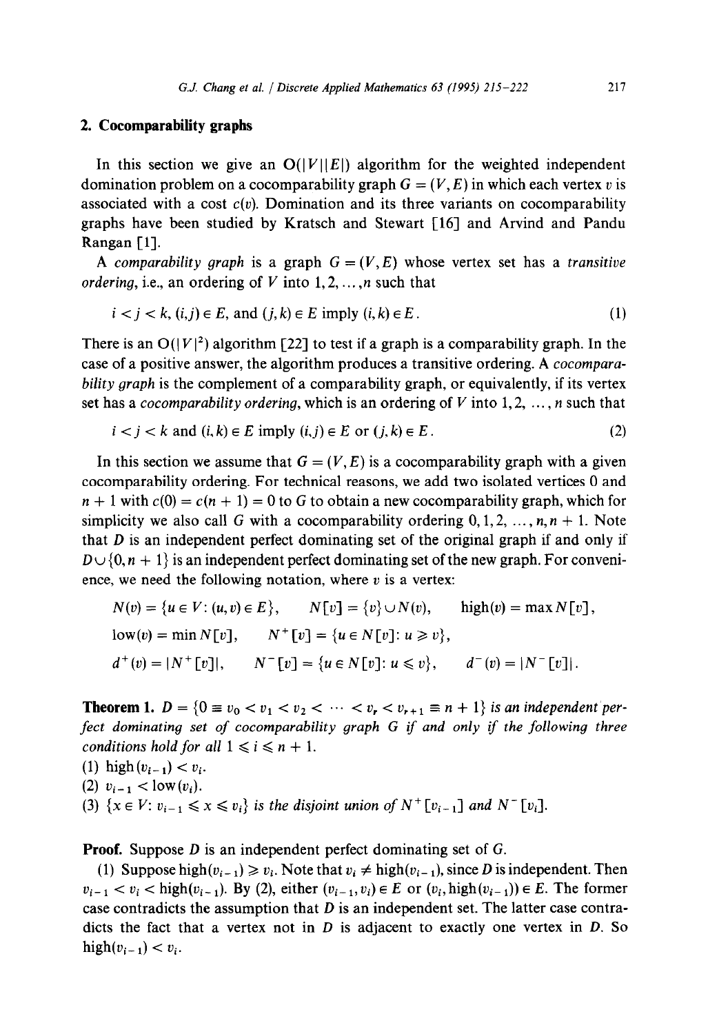## 2. Cocomparability graphs

In this section we give an $O(|V||E|)$ algorithm for the weighted independent domination problem on a cocomparability graph $G = (V, E)$ in which each vertex $v$ is associated with a cost $c(v)$. Domination and its three variants on cocomparability graphs have been studied by Kratsch and Stewart [16] and Arvind and Pandu Rangan [1].

A *comparability graph* is a graph $G = (V, E)$ whose vertex set has a *transitive ordering*, i.e., an ordering of $V$ into $1, 2, \ldots, n$ such that

$$i < j < k,\ (i,j) \in E, \text{ and } (j,k) \in E \text{ imply } (i,k) \in E. \tag{1}$$

There is an $O(|V|^2)$ algorithm [22] to test if a graph is a comparability graph. In the case of a positive answer, the algorithm produces a transitive ordering. A *cocomparability graph* is the complement of a comparability graph, or equivalently, if its vertex set has a *cocomparability ordering*, which is an ordering of $V$ into $1, 2, \ldots, n$ such that

$$i < j < k \text{ and } (i,k) \in E \text{ imply } (i,j) \in E \text{ or } (j,k) \in E. \tag{2}$$

In this section we assume that $G = (V, E)$ is a cocomparability graph with a given cocomparability ordering. For technical reasons, we add two isolated vertices 0 and $n + 1$ with $c(0) = c(n + 1) = 0$ to $G$ to obtain a new cocomparability graph, which for simplicity we also call $G$ with a cocomparability ordering $0, 1, 2, \ldots, n, n + 1$. Note that $D$ is an independent perfect dominating set of the original graph if and only if $D \cup \{0, n + 1\}$ is an independent perfect dominating set of the new graph. For convenience, we need the following notation, where $v$ is a vertex:

$$N(v) = \{u \in V \colon (u, v) \in E\}, \qquad N[v] = \{v\} \cup N(v), \qquad \text{high}(v) = \max N[v],$$

$$\text{low}(v) = \min N[v], \qquad N^+[v] = \{u \in N[v] \colon u \geqslant v\},$$

$$d^+(v) = |N^+[v]|, \qquad N^-[v] = \{u \in N[v] \colon u \leqslant v\}, \qquad d^-(v) = |N^-[v]|.$$

**Theorem 1.** *$D = \{0 \equiv v_0 < v_1 < v_2 < \cdots < v_r < v_{r+1} \equiv n + 1\}$ is an independent perfect dominating set of cocomparability graph $G$ if and only if the following three conditions hold for all $1 \leqslant i \leqslant n + 1$.*

*(1) $\text{high}(v_{i-1}) < v_i$.*

*(2) $v_{i-1} < \text{low}(v_i)$.*

*(3) $\{x \in V \colon v_{i-1} \leqslant x \leqslant v_i\}$ is the disjoint union of $N^+[v_{i-1}]$ and $N^-[v_i]$.*

**Proof.** Suppose $D$ is an independent perfect dominating set of $G$.

(1) Suppose $\text{high}(v_{i-1}) \geqslant v_i$. Note that $v_i \neq \text{high}(v_{i-1})$, since $D$ is independent. Then $v_{i-1} < v_i < \text{high}(v_{i-1})$. By (2), either $(v_{i-1}, v_i) \in E$ or $(v_i, \text{high}(v_{i-1})) \in E$. The former case contradicts the assumption that $D$ is an independent set. The latter case contradicts the fact that a vertex not in $D$ is adjacent to exactly one vertex in $D$. So $\text{high}(v_{i-1}) < v_i$.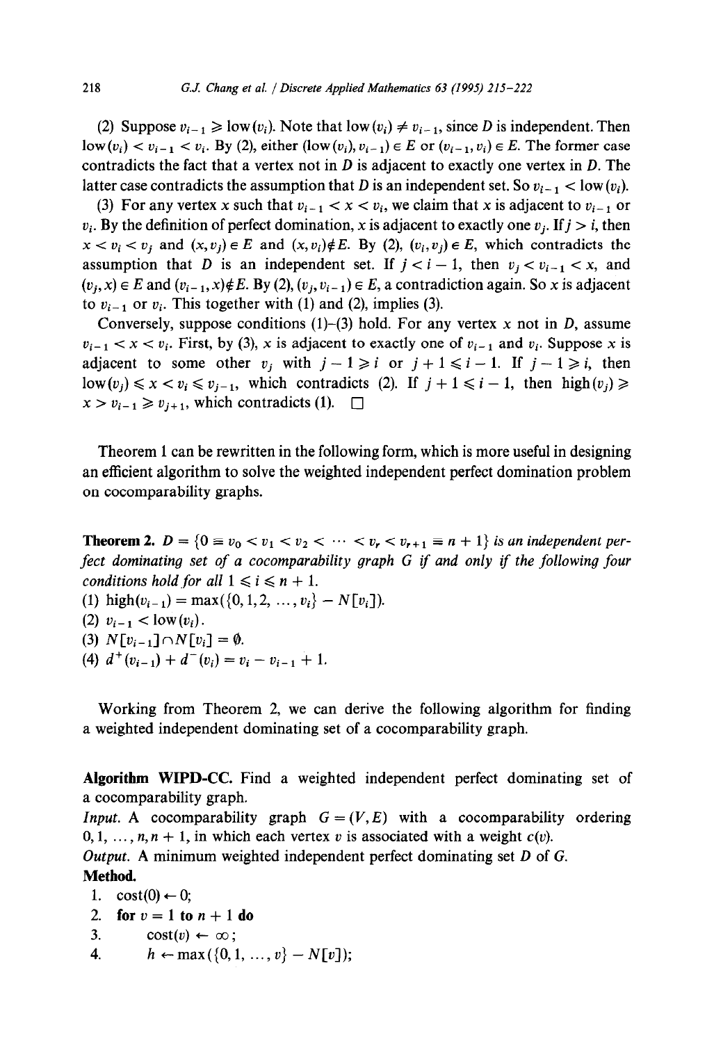(2) Suppose $v_{i-1} \geqslant \text{low}(v_i)$. Note that $\text{low}(v_i) \neq v_{i-1}$, since $D$ is independent. Then $\text{low}(v_i) < v_{i-1} < v_i$. By (2), either $(\text{low}(v_i), v_{i-1}) \in E$ or $(v_{i-1}, v_i) \in E$. The former case contradicts the fact that a vertex not in $D$ is adjacent to exactly one vertex in $D$. The latter case contradicts the assumption that $D$ is an independent set. So $v_{i-1} < \text{low}(v_i)$.

(3) For any vertex $x$ such that $v_{i-1} < x < v_i$, we claim that $x$ is adjacent to $v_{i-1}$ or $v_i$. By the definition of perfect domination, $x$ is adjacent to exactly one $v_j$. If $j > i$, then $x < v_i < v_j$ and $(x, v_j) \in E$ and $(x, v_i) \notin E$. By (2), $(v_i, v_j) \in E$, which contradicts the assumption that $D$ is an independent set. If $j < i - 1$, then $v_j < v_{i-1} < x$, and $(v_j, x) \in E$ and $(v_{i-1}, x) \notin E$. By (2), $(v_j, v_{i-1}) \in E$, a contradiction again. So $x$ is adjacent to $v_{i-1}$ or $v_i$. This together with (1) and (2), implies (3).

Conversely, suppose conditions (1)–(3) hold. For any vertex $x$ not in $D$, assume $v_{i-1} < x < v_i$. First, by (3), $x$ is adjacent to exactly one of $v_{i-1}$ and $v_i$. Suppose $x$ is adjacent to some other $v_j$ with $j - 1 \geqslant i$ or $j + 1 \leqslant i - 1$. If $j - 1 \geqslant i$, then $\text{low}(v_j) \leqslant x < v_i \leqslant v_{j-1}$, which contradicts (2). If $j + 1 \leqslant i - 1$, then $\text{high}(v_j) \geqslant x > v_{i-1} \geqslant v_{j+1}$, which contradicts (1). $\square$

Theorem 1 can be rewritten in the following form, which is more useful in designing an efficient algorithm to solve the weighted independent perfect domination problem on cocomparability graphs.

**Theorem 2.** *$D = \{0 \equiv v_0 < v_1 < v_2 < \cdots < v_r < v_{r+1} \equiv n+1\}$ is an independent perfect dominating set of a cocomparability graph $G$ if and only if the following four conditions hold for all $1 \leqslant i \leqslant n+1$.*

(1) $\text{high}(v_{i-1}) = \max(\{0, 1, 2, \ldots, v_i\} - N[v_i])$.

(2) $v_{i-1} < \text{low}(v_i)$.

(3) $N[v_{i-1}] \cap N[v_i] = \emptyset$.

(4) $d^+(v_{i-1}) + d^-(v_i) = v_i - v_{i-1} + 1$.

Working from Theorem 2, we can derive the following algorithm for finding a weighted independent dominating set of a cocomparability graph.

**Algorithm WIPD-CC.** Find a weighted independent perfect dominating set of a cocomparability graph.

*Input.* A cocomparability graph $G = (V, E)$ with a cocomparability ordering $0, 1, \ldots, n, n+1$, in which each vertex $v$ is associated with a weight $c(v)$.

*Output.* A minimum weighted independent perfect dominating set $D$ of $G$.

**Method.**

1. $\text{cost}(0) \leftarrow 0$;
2. **for** $v = 1$ **to** $n + 1$ **do**
3. $\quad$ $\text{cost}(v) \leftarrow \infty$;
4. $\quad$ $h \leftarrow \max(\{0, 1, \ldots, v\} - N[v])$;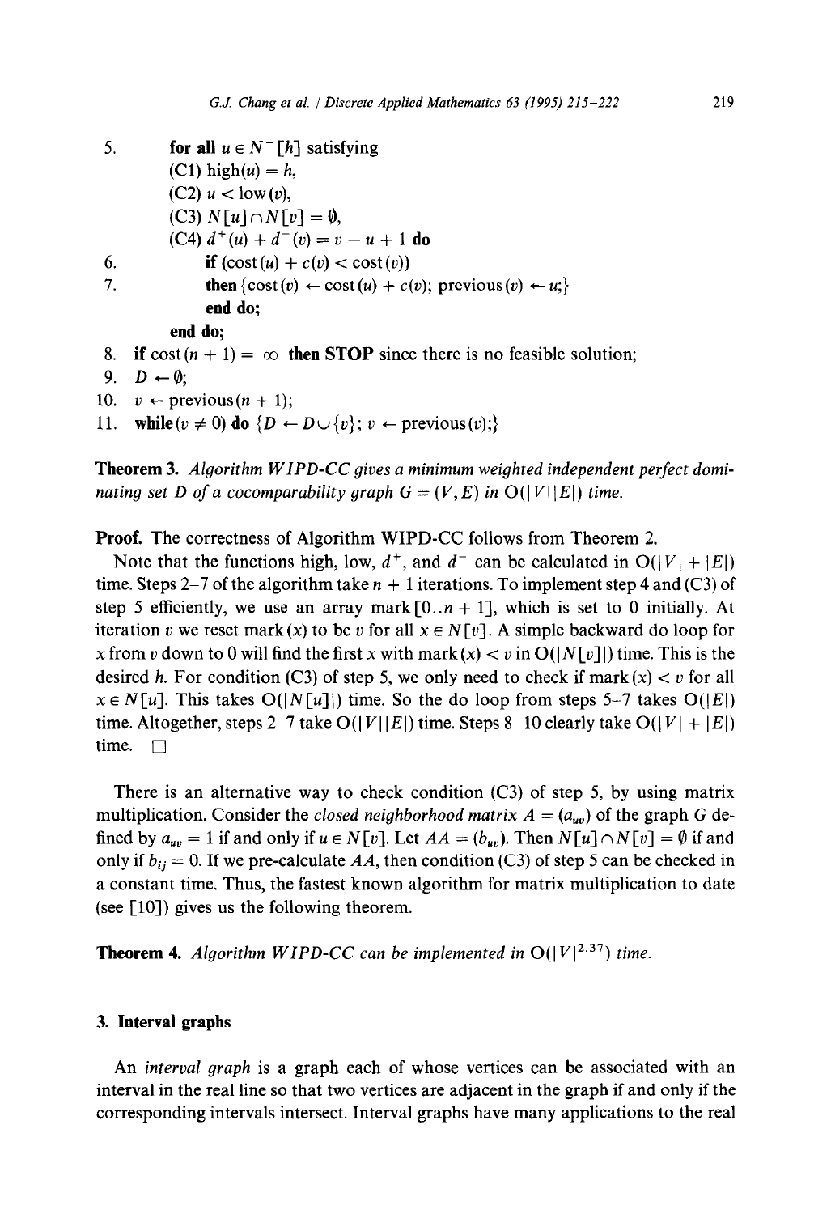```
5.      for all u ∈ N⁻[h] satisfying
        (C1) high(u) = h,
        (C2) u < low(v),
        (C3) N[u] ∩ N[v] = ∅,
        (C4) d⁺(u) + d⁻(v) = v − u + 1 do
6.          if (cost(u) + c(v) < cost(v))
7.          then {cost(v) ← cost(u) + c(v); previous(v) ← u;}
            end do;
        end do;
8.  if cost(n + 1) = ∞ then STOP since there is no feasible solution;
9.  D ← ∅;
10. v ← previous(n + 1);
11. while(v ≠ 0) do {D ← D ∪ {v}; v ← previous(v);}
```

**Theorem 3.** *Algorithm WIPD-CC gives a minimum weighted independent perfect dominating set $D$ of a cocomparability graph $G = (V, E)$ in $O(|V||E|)$ time.*

**Proof.** The correctness of Algorithm WIPD-CC follows from Theorem 2.

Note that the functions high, low, $d^+$, and $d^-$ can be calculated in $O(|V| + |E|)$ time. Steps 2–7 of the algorithm take $n + 1$ iterations. To implement step 4 and (C3) of step 5 efficiently, we use an array mark$[0..n + 1]$, which is set to 0 initially. At iteration $v$ we reset mark$(x)$ to be $v$ for all $x \in N[v]$. A simple backward do loop for $x$ from $v$ down to 0 will find the first $x$ with mark$(x) < v$ in $O(|N[v]|)$ time. This is the desired $h$. For condition (C3) of step 5, we only need to check if mark$(x) < v$ for all $x \in N[u]$. This takes $O(|N[u]|)$ time. So the do loop from steps 5–7 takes $O(|E|)$ time. Altogether, steps 2–7 take $O(|V||E|)$ time. Steps 8–10 clearly take $O(|V| + |E|)$ time. $\square$

There is an alternative way to check condition (C3) of step 5, by using matrix multiplication. Consider the *closed neighborhood matrix* $A = (a_{uv})$ of the graph $G$ defined by $a_{uv} = 1$ if and only if $u \in N[v]$. Let $AA = (b_{uv})$. Then $N[u] \cap N[v] = \emptyset$ if and only if $b_{ij} = 0$. If we pre-calculate $AA$, then condition (C3) of step 5 can be checked in a constant time. Thus, the fastest known algorithm for matrix multiplication to date (see [10]) gives us the following theorem.

**Theorem 4.** *Algorithm WIPD-CC can be implemented in $O(|V|^{2.37})$ time.*

## 3. Interval graphs

An *interval graph* is a graph each of whose vertices can be associated with an interval in the real line so that two vertices are adjacent in the graph if and only if the corresponding intervals intersect. Interval graphs have many applications to the real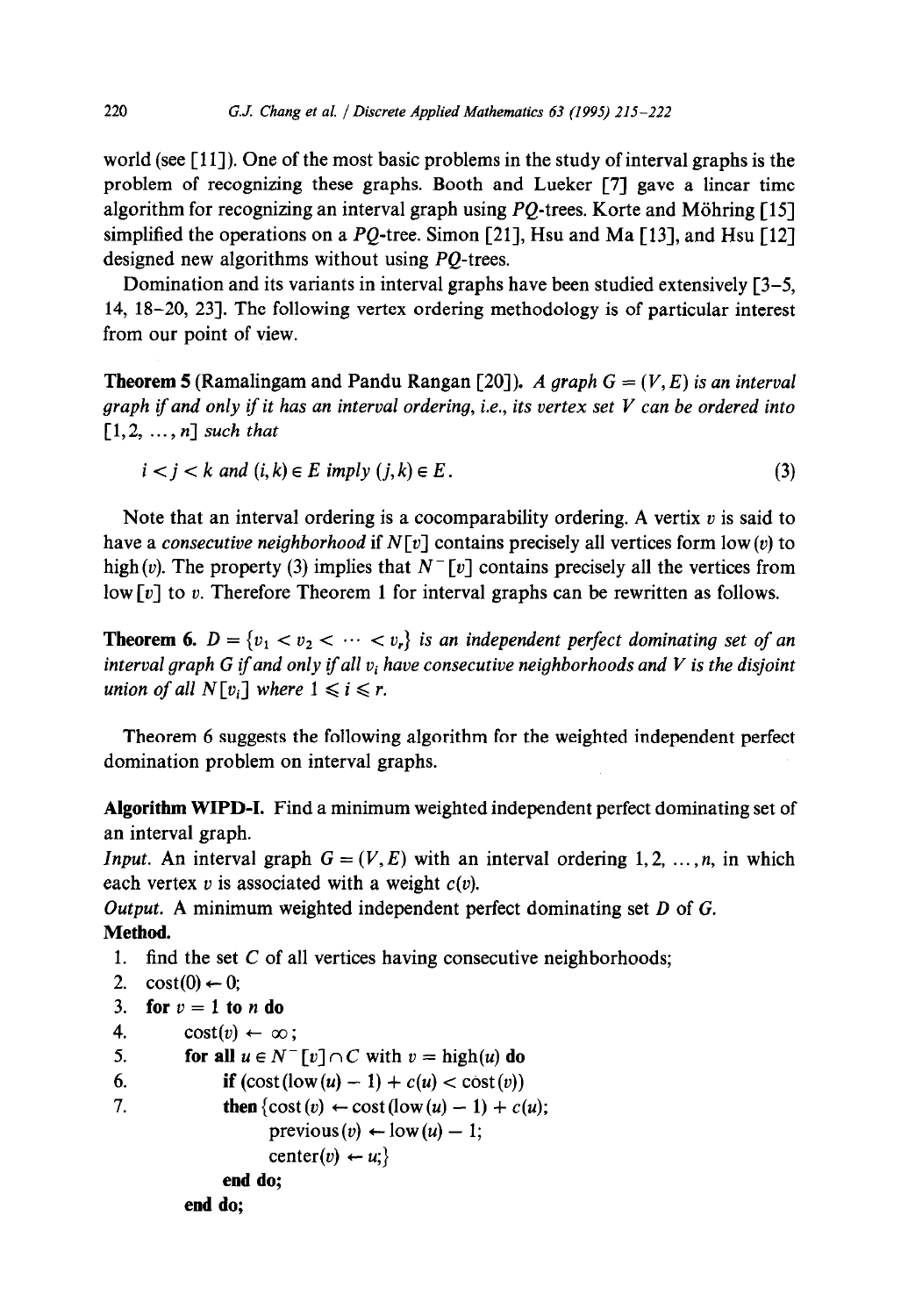world (see [11]). One of the most basic problems in the study of interval graphs is the problem of recognizing these graphs. Booth and Lueker [7] gave a linear time algorithm for recognizing an interval graph using $PQ$-trees. Korte and Möhring [15] simplified the operations on a $PQ$-tree. Simon [21], Hsu and Ma [13], and Hsu [12] designed new algorithms without using $PQ$-trees.

Domination and its variants in interval graphs have been studied extensively [3–5, 14, 18–20, 23]. The following vertex ordering methodology is of particular interest from our point of view.

**Theorem 5** (Ramalingam and Pandu Rangan [20]). *A graph $G = (V, E)$ is an interval graph if and only if it has an interval ordering, i.e., its vertex set $V$ can be ordered into $[1, 2, \ldots, n]$ such that*

$$i < j < k \text{ and } (i, k) \in E \text{ imply } (j, k) \in E. \tag{3}$$

Note that an interval ordering is a cocomparability ordering. A vertex $v$ is said to have a *consecutive neighborhood* if $N[v]$ contains precisely all vertices form low$(v)$ to high$(v)$. The property (3) implies that $N^-[v]$ contains precisely all the vertices from low$[v]$ to $v$. Therefore Theorem 1 for interval graphs can be rewritten as follows.

**Theorem 6.** *$D = \{v_1 < v_2 < \cdots < v_r\}$ is an independent perfect dominating set of an interval graph $G$ if and only if all $v_i$ have consecutive neighborhoods and $V$ is the disjoint union of all $N[v_i]$ where $1 \leqslant i \leqslant r$.*

Theorem 6 suggests the following algorithm for the weighted independent perfect domination problem on interval graphs.

**Algorithm WIPD-I.** Find a minimum weighted independent perfect dominating set of an interval graph.

*Input.* An interval graph $G = (V, E)$ with an interval ordering $1, 2, \ldots, n$, in which each vertex $v$ is associated with a weight $c(v)$.

*Output.* A minimum weighted independent perfect dominating set $D$ of $G$.

**Method.**

```
1. find the set C of all vertices having consecutive neighborhoods;
2. cost(0) ← 0;
3. for v = 1 to n do
4.     cost(v) ← ∞;
5.     for all u ∈ N⁻[v] ∩ C with v = high(u) do
6.         if (cost(low(u) − 1) + c(u) < cost(v))
7.         then {cost(v) ← cost(low(u) − 1) + c(u);
                 previous(v) ← low(u) − 1;
                 center(v) ← u;}
       end do;
   end do;
```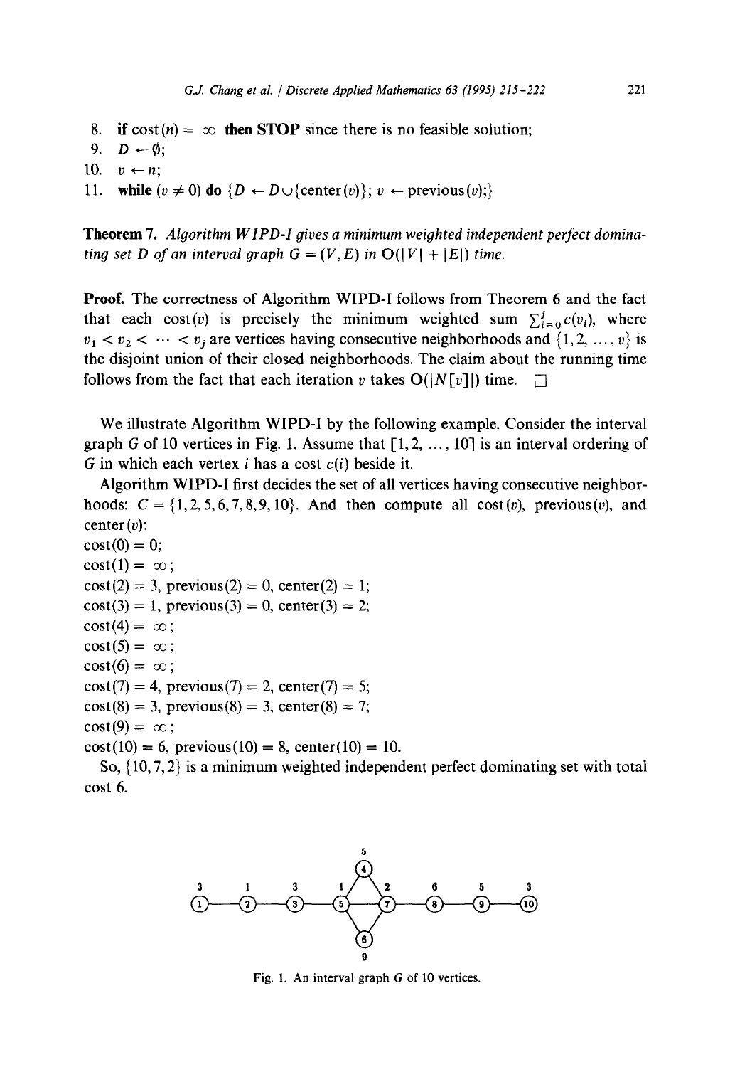8. **if** cost$(n) = \infty$ **then STOP** since there is no feasible solution;
9. $D \leftarrow \emptyset$;
10. $v \leftarrow n$;
11. **while** $(v \neq 0)$ **do** $\{D \leftarrow D \cup \{\text{center}(v)\}$; $v \leftarrow \text{previous}(v);\}$

**Theorem 7.** *Algorithm WIPD-I gives a minimum weighted independent perfect dominating set D of an interval graph* $G = (V, E)$ *in* $O(|V| + |E|)$ *time.*

**Proof.** The correctness of Algorithm WIPD-I follows from Theorem 6 and the fact that each cost$(v)$ is precisely the minimum weighted sum $\sum_{i=0}^{j} c(v_i)$, where $v_1 < v_2 < \cdots < v_j$ are vertices having consecutive neighborhoods and $\{1, 2, \ldots, v\}$ is the disjoint union of their closed neighborhoods. The claim about the running time follows from the fact that each iteration $v$ takes $O(|N[v]|)$ time. □

We illustrate Algorithm WIPD-I by the following example. Consider the interval graph $G$ of 10 vertices in Fig. 1. Assume that $[1, 2, \ldots, 10]$ is an interval ordering of $G$ in which each vertex $i$ has a cost $c(i)$ beside it.

Algorithm WIPD-I first decides the set of all vertices having consecutive neighborhoods: $C = \{1, 2, 5, 6, 7, 8, 9, 10\}$. And then compute all cost$(v)$, previous$(v)$, and center$(v)$:

cost$(0) = 0$;
cost$(1) = \infty$;
cost$(2) = 3$, previous$(2) = 0$, center$(2) = 1$;
cost$(3) = 1$, previous$(3) = 0$, center$(3) = 2$;
cost$(4) = \infty$;
cost$(5) = \infty$;
cost$(6) = \infty$;
cost$(7) = 4$, previous$(7) = 2$, center$(7) = 5$;
cost$(8) = 3$, previous$(8) = 3$, center$(8) = 7$;
cost$(9) = \infty$;
cost$(10) = 6$, previous$(10) = 8$, center$(10) = 10$.

So, $\{10, 7, 2\}$ is a minimum weighted independent perfect dominating set with total cost 6.

Fig. 1. An interval graph G of 10 vertices.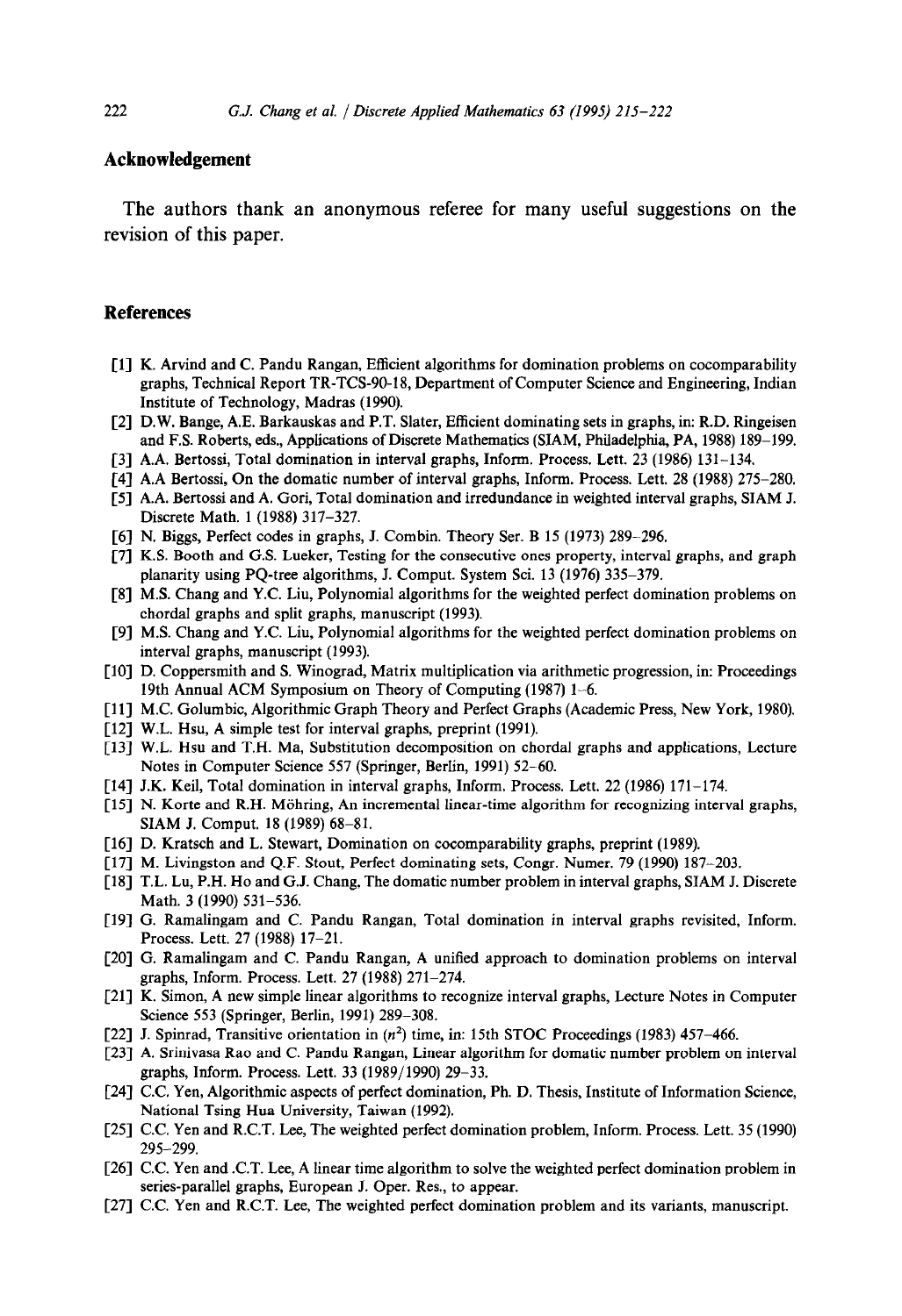## Acknowledgement

The authors thank an anonymous referee for many useful suggestions on the revision of this paper.

## References

[1] K. Arvind and C. Pandu Rangan, Efficient algorithms for domination problems on cocomparability graphs, Technical Report TR-TCS-90-18, Department of Computer Science and Engineering, Indian Institute of Technology, Madras (1990).

[2] D.W. Bange, A.E. Barkauskas and P.T. Slater, Efficient dominating sets in graphs, in: R.D. Ringeisen and F.S. Roberts, eds., Applications of Discrete Mathematics (SIAM, Philadelphia, PA, 1988) 189–199.

[3] A.A. Bertossi, Total domination in interval graphs, Inform. Process. Lett. 23 (1986) 131–134.

[4] A.A Bertossi, On the domatic number of interval graphs, Inform. Process. Lett. 28 (1988) 275–280.

[5] A.A. Bertossi and A. Gori, Total domination and irredundance in weighted interval graphs, SIAM J. Discrete Math. 1 (1988) 317–327.

[6] N. Biggs, Perfect codes in graphs, J. Combin. Theory Ser. B 15 (1973) 289–296.

[7] K.S. Booth and G.S. Lueker, Testing for the consecutive ones property, interval graphs, and graph planarity using PQ-tree algorithms, J. Comput. System Sci. 13 (1976) 335–379.

[8] M.S. Chang and Y.C. Liu, Polynomial algorithms for the weighted perfect domination problems on chordal graphs and split graphs, manuscript (1993).

[9] M.S. Chang and Y.C. Liu, Polynomial algorithms for the weighted perfect domination problems on interval graphs, manuscript (1993).

[10] D. Coppersmith and S. Winograd, Matrix multiplication via arithmetic progression, in: Proceedings 19th Annual ACM Symposium on Theory of Computing (1987) 1–6.

[11] M.C. Golumbic, Algorithmic Graph Theory and Perfect Graphs (Academic Press, New York, 1980).

[12] W.L. Hsu, A simple test for interval graphs, preprint (1991).

[13] W.L. Hsu and T.H. Ma, Substitution decomposition on chordal graphs and applications, Lecture Notes in Computer Science 557 (Springer, Berlin, 1991) 52–60.

[14] J.K. Keil, Total domination in interval graphs, Inform. Process. Lett. 22 (1986) 171–174.

[15] N. Korte and R.H. Möhring, An incremental linear-time algorithm for recognizing interval graphs, SIAM J. Comput. 18 (1989) 68–81.

[16] D. Kratsch and L. Stewart, Domination on cocomparability graphs, preprint (1989).

[17] M. Livingston and Q.F. Stout, Perfect dominating sets, Congr. Numer. 79 (1990) 187–203.

[18] T.L. Lu, P.H. Ho and G.J. Chang, The domatic number problem in interval graphs, SIAM J. Discrete Math. 3 (1990) 531–536.

[19] G. Ramalingam and C. Pandu Rangan, Total domination in interval graphs revisited, Inform. Process. Lett. 27 (1988) 17–21.

[20] G. Ramalingam and C. Pandu Rangan, A unified approach to domination problems on interval graphs, Inform. Process. Lett. 27 (1988) 271–274.

[21] K. Simon, A new simple linear algorithms to recognize interval graphs, Lecture Notes in Computer Science 553 (Springer, Berlin, 1991) 289–308.

[22] J. Spinrad, Transitive orientation in $(n^2)$ time, in: 15th STOC Proceedings (1983) 457–466.

[23] A. Srinivasa Rao and C. Pandu Rangan, Linear algorithm for domatic number problem on interval graphs, Inform. Process. Lett. 33 (1989/1990) 29–33.

[24] C.C. Yen, Algorithmic aspects of perfect domination, Ph. D. Thesis, Institute of Information Science, National Tsing Hua University, Taiwan (1992).

[25] C.C. Yen and R.C.T. Lee, The weighted perfect domination problem, Inform. Process. Lett. 35 (1990) 295–299.

[26] C.C. Yen and .C.T. Lee, A linear time algorithm to solve the weighted perfect domination problem in series-parallel graphs, European J. Oper. Res., to appear.

[27] C.C. Yen and R.C.T. Lee, The weighted perfect domination problem and its variants, manuscript.